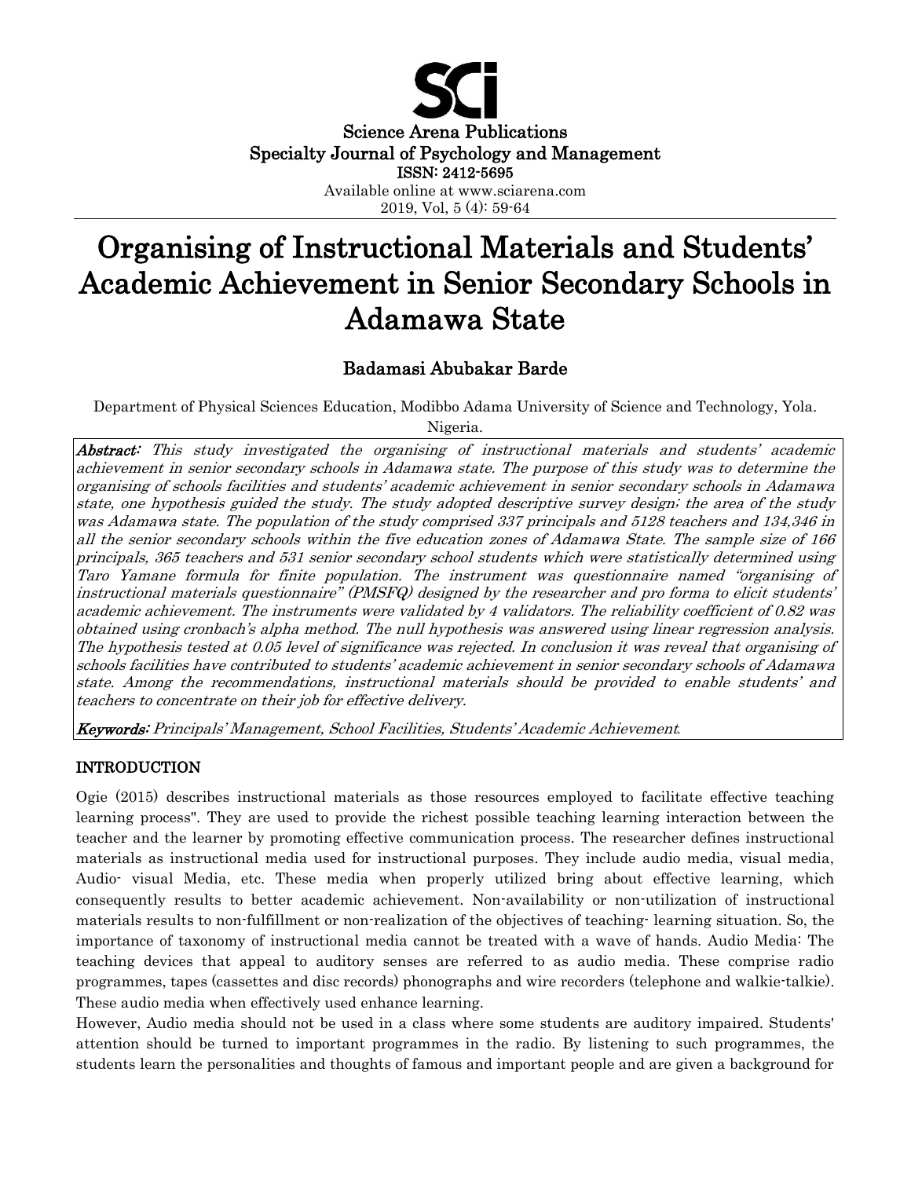Science Arena Publications
Specialty Journal of Psychology and Management
ISSN: 2412-5695
Available online at www.sciarena.com
2019, Vol, 5 (4): 59-64

# Organising of Instructional Materials and Students' Academic Achievement in Senior Secondary Schools in Adamawa State

## Badamasi Abubakar Barde

Department of Physical Sciences Education, Modibbo Adama University of Science and Technology, Yola. Nigeria.

***Abstract:*** *This study investigated the organising of instructional materials and students' academic achievement in senior secondary schools in Adamawa state. The purpose of this study was to determine the organising of schools facilities and students' academic achievement in senior secondary schools in Adamawa state, one hypothesis guided the study. The study adopted descriptive survey design; the area of the study was Adamawa state. The population of the study comprised 337 principals and 5128 teachers and 134,346 in all the senior secondary schools within the five education zones of Adamawa State. The sample size of 166 principals, 365 teachers and 531 senior secondary school students which were statistically determined using Taro Yamane formula for finite population. The instrument was questionnaire named "organising of instructional materials questionnaire" (PMSFQ) designed by the researcher and pro forma to elicit students' academic achievement. The instruments were validated by 4 validators. The reliability coefficient of 0.82 was obtained using cronbach's alpha method. The null hypothesis was answered using linear regression analysis. The hypothesis tested at 0.05 level of significance was rejected. In conclusion it was reveal that organising of schools facilities have contributed to students' academic achievement in senior secondary schools of Adamawa state. Among the recommendations, instructional materials should be provided to enable students' and teachers to concentrate on their job for effective delivery.*

***Keywords:*** *Principals' Management, School Facilities, Students' Academic Achievement.*

## INTRODUCTION

Ogie (2015) describes instructional materials as those resources employed to facilitate effective teaching learning process". They are used to provide the richest possible teaching learning interaction between the teacher and the learner by promoting effective communication process. The researcher defines instructional materials as instructional media used for instructional purposes. They include audio media, visual media, Audio- visual Media, etc. These media when properly utilized bring about effective learning, which consequently results to better academic achievement. Non-availability or non-utilization of instructional materials results to non-fulfillment or non-realization of the objectives of teaching- learning situation. So, the importance of taxonomy of instructional media cannot be treated with a wave of hands. Audio Media: The teaching devices that appeal to auditory senses are referred to as audio media. These comprise radio programmes, tapes (cassettes and disc records) phonographs and wire recorders (telephone and walkie-talkie). These audio media when effectively used enhance learning.

However, Audio media should not be used in a class where some students are auditory impaired. Students' attention should be turned to important programmes in the radio. By listening to such programmes, the students learn the personalities and thoughts of famous and important people and are given a background for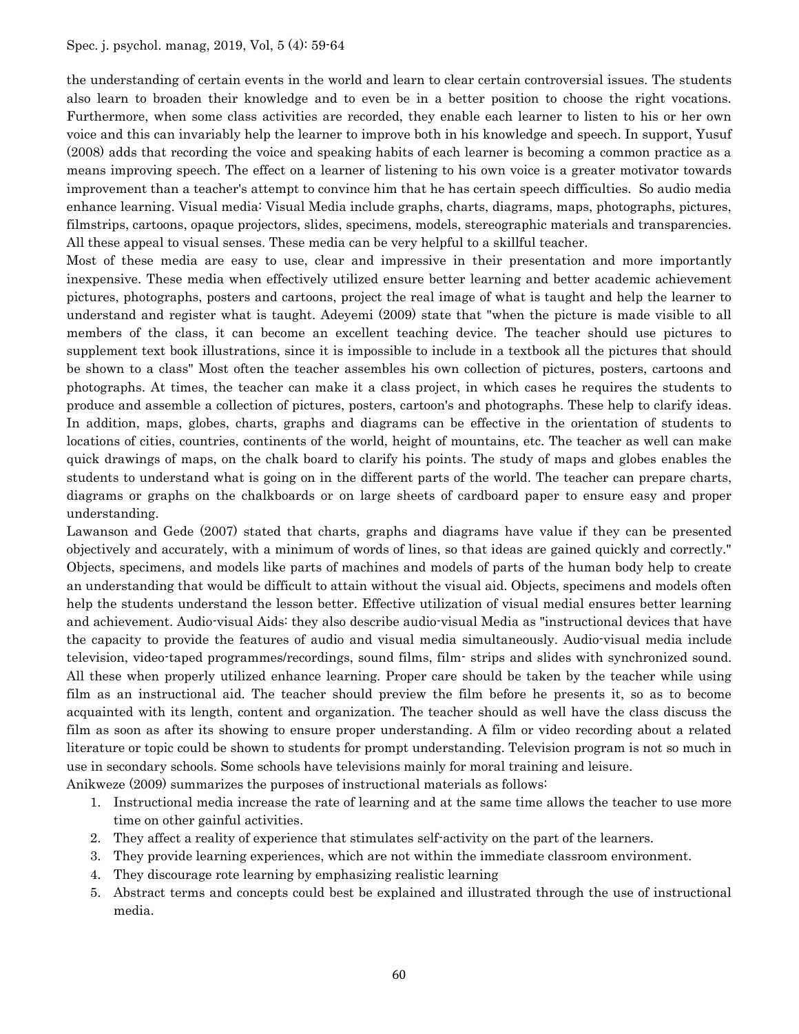the understanding of certain events in the world and learn to clear certain controversial issues. The students also learn to broaden their knowledge and to even be in a better position to choose the right vocations. Furthermore, when some class activities are recorded, they enable each learner to listen to his or her own voice and this can invariably help the learner to improve both in his knowledge and speech. In support, Yusuf (2008) adds that recording the voice and speaking habits of each learner is becoming a common practice as a means improving speech. The effect on a learner of listening to his own voice is a greater motivator towards improvement than a teacher's attempt to convince him that he has certain speech difficulties. So audio media enhance learning. Visual media: Visual Media include graphs, charts, diagrams, maps, photographs, pictures, filmstrips, cartoons, opaque projectors, slides, specimens, models, stereographic materials and transparencies. All these appeal to visual senses. These media can be very helpful to a skillful teacher.

Most of these media are easy to use, clear and impressive in their presentation and more importantly inexpensive. These media when effectively utilized ensure better learning and better academic achievement pictures, photographs, posters and cartoons, project the real image of what is taught and help the learner to understand and register what is taught. Adeyemi (2009) state that "when the picture is made visible to all members of the class, it can become an excellent teaching device. The teacher should use pictures to supplement text book illustrations, since it is impossible to include in a textbook all the pictures that should be shown to a class" Most often the teacher assembles his own collection of pictures, posters, cartoons and photographs. At times, the teacher can make it a class project, in which cases he requires the students to produce and assemble a collection of pictures, posters, cartoon's and photographs. These help to clarify ideas. In addition, maps, globes, charts, graphs and diagrams can be effective in the orientation of students to locations of cities, countries, continents of the world, height of mountains, etc. The teacher as well can make quick drawings of maps, on the chalk board to clarify his points. The study of maps and globes enables the students to understand what is going on in the different parts of the world. The teacher can prepare charts, diagrams or graphs on the chalkboards or on large sheets of cardboard paper to ensure easy and proper understanding.

Lawanson and Gede (2007) stated that charts, graphs and diagrams have value if they can be presented objectively and accurately, with a minimum of words of lines, so that ideas are gained quickly and correctly." Objects, specimens, and models like parts of machines and models of parts of the human body help to create an understanding that would be difficult to attain without the visual aid. Objects, specimens and models often help the students understand the lesson better. Effective utilization of visual medial ensures better learning and achievement. Audio-visual Aids: they also describe audio-visual Media as "instructional devices that have the capacity to provide the features of audio and visual media simultaneously. Audio-visual media include television, video-taped programmes/recordings, sound films, film- strips and slides with synchronized sound. All these when properly utilized enhance learning. Proper care should be taken by the teacher while using film as an instructional aid. The teacher should preview the film before he presents it, so as to become acquainted with its length, content and organization. The teacher should as well have the class discuss the film as soon as after its showing to ensure proper understanding. A film or video recording about a related literature or topic could be shown to students for prompt understanding. Television program is not so much in use in secondary schools. Some schools have televisions mainly for moral training and leisure.

Anikweze (2009) summarizes the purposes of instructional materials as follows:

1. Instructional media increase the rate of learning and at the same time allows the teacher to use more time on other gainful activities.
2. They affect a reality of experience that stimulates self-activity on the part of the learners.
3. They provide learning experiences, which are not within the immediate classroom environment.
4. They discourage rote learning by emphasizing realistic learning
5. Abstract terms and concepts could best be explained and illustrated through the use of instructional media.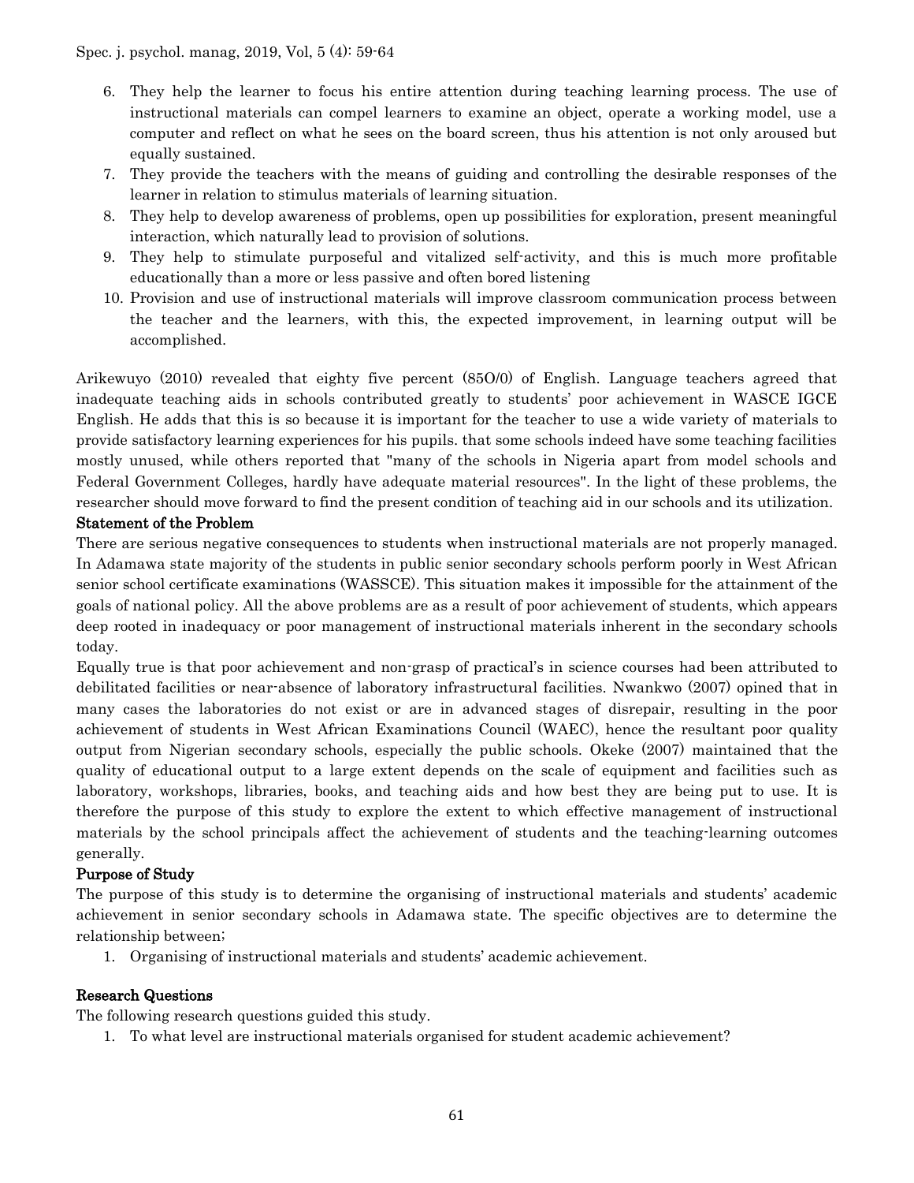6. They help the learner to focus his entire attention during teaching learning process. The use of instructional materials can compel learners to examine an object, operate a working model, use a computer and reflect on what he sees on the board screen, thus his attention is not only aroused but equally sustained.
7. They provide the teachers with the means of guiding and controlling the desirable responses of the learner in relation to stimulus materials of learning situation.
8. They help to develop awareness of problems, open up possibilities for exploration, present meaningful interaction, which naturally lead to provision of solutions.
9. They help to stimulate purposeful and vitalized self-activity, and this is much more profitable educationally than a more or less passive and often bored listening
10. Provision and use of instructional materials will improve classroom communication process between the teacher and the learners, with this, the expected improvement, in learning output will be accomplished.

Arikewuyo (2010) revealed that eighty five percent (85O/0) of English. Language teachers agreed that inadequate teaching aids in schools contributed greatly to students' poor achievement in WASCE IGCE English. He adds that this is so because it is important for the teacher to use a wide variety of materials to provide satisfactory learning experiences for his pupils. that some schools indeed have some teaching facilities mostly unused, while others reported that "many of the schools in Nigeria apart from model schools and Federal Government Colleges, hardly have adequate material resources". In the light of these problems, the researcher should move forward to find the present condition of teaching aid in our schools and its utilization.

## Statement of the Problem

There are serious negative consequences to students when instructional materials are not properly managed. In Adamawa state majority of the students in public senior secondary schools perform poorly in West African senior school certificate examinations (WASSCE). This situation makes it impossible for the attainment of the goals of national policy. All the above problems are as a result of poor achievement of students, which appears deep rooted in inadequacy or poor management of instructional materials inherent in the secondary schools today.

Equally true is that poor achievement and non-grasp of practical's in science courses had been attributed to debilitated facilities or near-absence of laboratory infrastructural facilities. Nwankwo (2007) opined that in many cases the laboratories do not exist or are in advanced stages of disrepair, resulting in the poor achievement of students in West African Examinations Council (WAEC), hence the resultant poor quality output from Nigerian secondary schools, especially the public schools. Okeke (2007) maintained that the quality of educational output to a large extent depends on the scale of equipment and facilities such as laboratory, workshops, libraries, books, and teaching aids and how best they are being put to use. It is therefore the purpose of this study to explore the extent to which effective management of instructional materials by the school principals affect the achievement of students and the teaching-learning outcomes generally.

## Purpose of Study

The purpose of this study is to determine the organising of instructional materials and students' academic achievement in senior secondary schools in Adamawa state. The specific objectives are to determine the relationship between;

1. Organising of instructional materials and students' academic achievement.

## Research Questions

The following research questions guided this study.

1. To what level are instructional materials organised for student academic achievement?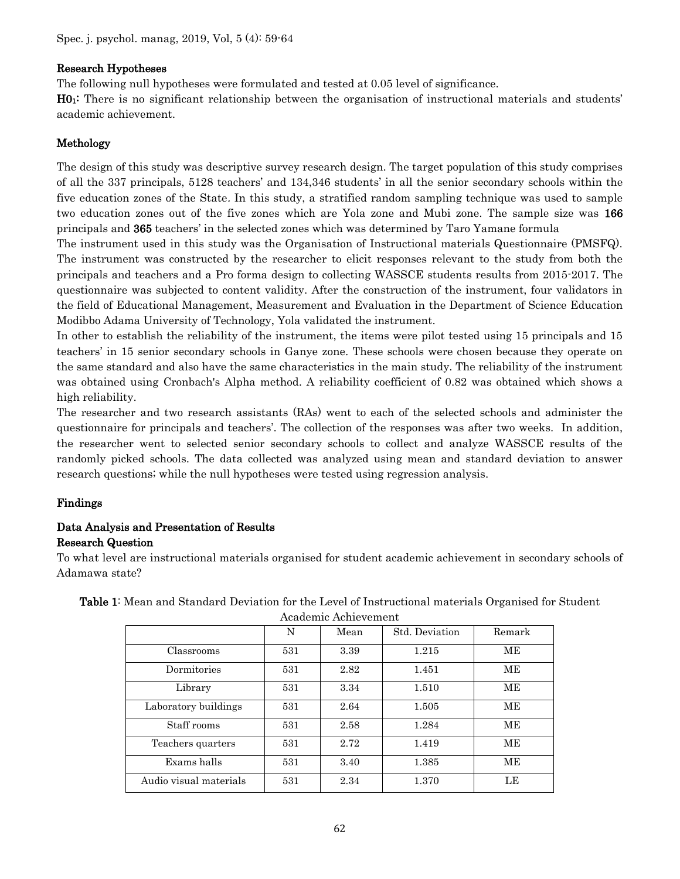## Research Hypotheses

The following null hypotheses were formulated and tested at 0.05 level of significance.

**$H0_1$:** There is no significant relationship between the organisation of instructional materials and students' academic achievement.

## Methology

The design of this study was descriptive survey research design. The target population of this study comprises of all the 337 principals, 5128 teachers' and 134,346 students' in all the senior secondary schools within the five education zones of the State. In this study, a stratified random sampling technique was used to sample two education zones out of the five zones which are Yola zone and Mubi zone. The sample size was **166** principals and **365** teachers' in the selected zones which was determined by Taro Yamane formula

The instrument used in this study was the Organisation of Instructional materials Questionnaire (PMSFQ). The instrument was constructed by the researcher to elicit responses relevant to the study from both the principals and teachers and a Pro forma design to collecting WASSCE students results from 2015-2017. The questionnaire was subjected to content validity. After the construction of the instrument, four validators in the field of Educational Management, Measurement and Evaluation in the Department of Science Education Modibbo Adama University of Technology, Yola validated the instrument.

In other to establish the reliability of the instrument, the items were pilot tested using 15 principals and 15 teachers' in 15 senior secondary schools in Ganye zone. These schools were chosen because they operate on the same standard and also have the same characteristics in the main study. The reliability of the instrument was obtained using Cronbach's Alpha method. A reliability coefficient of 0.82 was obtained which shows a high reliability.

The researcher and two research assistants (RAs) went to each of the selected schools and administer the questionnaire for principals and teachers'. The collection of the responses was after two weeks. In addition, the researcher went to selected senior secondary schools to collect and analyze WASSCE results of the randomly picked schools. The data collected was analyzed using mean and standard deviation to answer research questions; while the null hypotheses were tested using regression analysis.

## Findings

### Data Analysis and Presentation of Results

### Research Question

To what level are instructional materials organised for student academic achievement in secondary schools of Adamawa state?

**Table 1**: Mean and Standard Deviation for the Level of Instructional materials Organised for Student Academic Achievement

| | N | Mean | Std. Deviation | Remark |
|---|---|---|---|---|
| Classrooms | 531 | 3.39 | 1.215 | ME |
| Dormitories | 531 | 2.82 | 1.451 | ME |
| Library | 531 | 3.34 | 1.510 | ME |
| Laboratory buildings | 531 | 2.64 | 1.505 | ME |
| Staff rooms | 531 | 2.58 | 1.284 | ME |
| Teachers quarters | 531 | 2.72 | 1.419 | ME |
| Exams halls | 531 | 3.40 | 1.385 | ME |
| Audio visual materials | 531 | 2.34 | 1.370 | LE |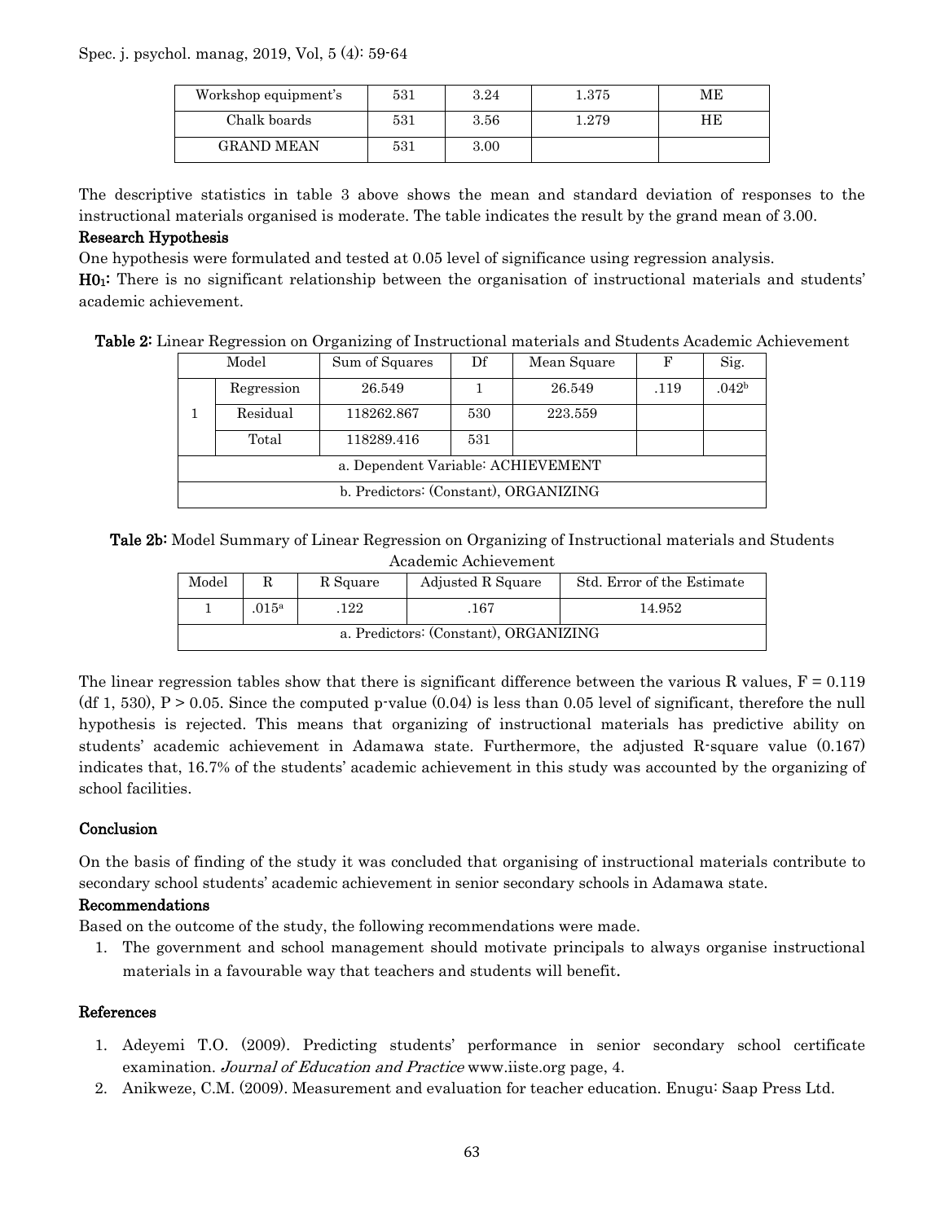| Workshop equipment's | 531 | 3.24 | 1.375 | ME |
|---|---|---|---|---|
| Chalk boards | 531 | 3.56 | 1.279 | HE |
| GRAND MEAN | 531 | 3.00 | | |

The descriptive statistics in table 3 above shows the mean and standard deviation of responses to the instructional materials organised is moderate. The table indicates the result by the grand mean of 3.00.

**Research Hypothesis**

One hypothesis were formulated and tested at 0.05 level of significance using regression analysis.

**$H0_1$:** There is no significant relationship between the organisation of instructional materials and students' academic achievement.

**Table 2:** Linear Regression on Organizing of Instructional materials and Students Academic Achievement

| Model | | Sum of Squares | Df | Mean Square | F | Sig. |
|---|---|---|---|---|---|---|
| 1 | Regression | 26.549 | 1 | 26.549 | .119 | .042[b] |
| | Residual | 118262.867 | 530 | 223.559 | | |
| | Total | 118289.416 | 531 | | | |
| a. Dependent Variable: ACHIEVEMENT | | | | | | |
| b. Predictors: (Constant), ORGANIZING | | | | | | |

**Tale 2b:** Model Summary of Linear Regression on Organizing of Instructional materials and Students Academic Achievement

| Model | R | R Square | Adjusted R Square | Std. Error of the Estimate |
|---|---|---|---|---|
| 1 | .015[a] | .122 | .167 | 14.952 |
| a. Predictors: (Constant), ORGANIZING | | | | |

The linear regression tables show that there is significant difference between the various R values, $F = 0.119$ (df 1, 530), $P > 0.05$. Since the computed p-value (0.04) is less than 0.05 level of significant, therefore the null hypothesis is rejected. This means that organizing of instructional materials has predictive ability on students' academic achievement in Adamawa state. Furthermore, the adjusted R-square value (0.167) indicates that, 16.7% of the students' academic achievement in this study was accounted by the organizing of school facilities.

## Conclusion

On the basis of finding of the study it was concluded that organising of instructional materials contribute to secondary school students' academic achievement in senior secondary schools in Adamawa state.

## Recommendations

Based on the outcome of the study, the following recommendations were made.

1. The government and school management should motivate principals to always organise instructional materials in a favourable way that teachers and students will benefit.

## References

1. Adeyemi T.O. (2009). Predicting students' performance in senior secondary school certificate examination. *Journal of Education and Practice* www.iiste.org page, 4.
2. Anikweze, C.M. (2009). Measurement and evaluation for teacher education. Enugu: Saap Press Ltd.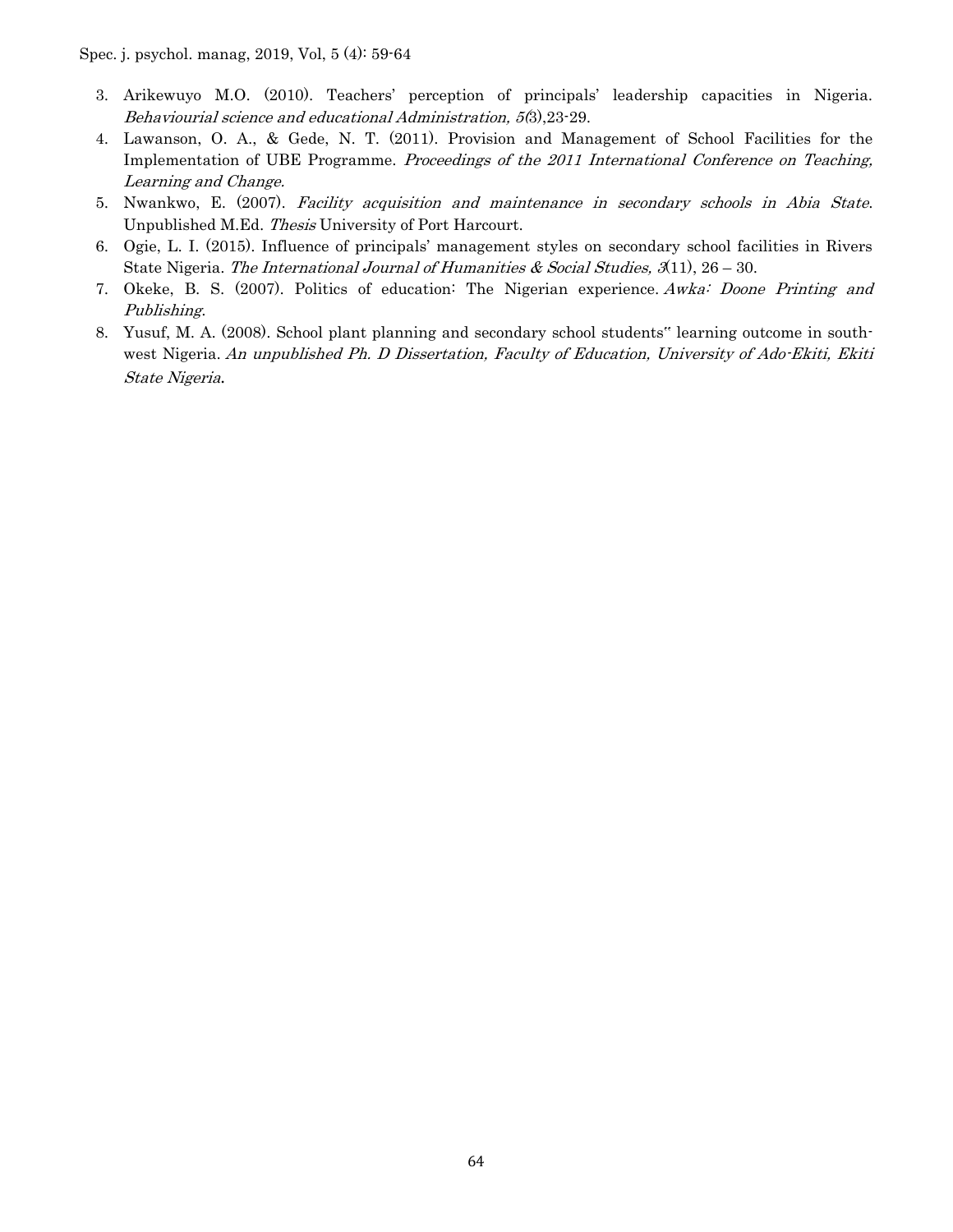3. Arikewuyo M.O. (2010). Teachers' perception of principals' leadership capacities in Nigeria. *Behaviourial science and educational Administration, 5*(3),23-29.
4. Lawanson, O. A., & Gede, N. T. (2011). Provision and Management of School Facilities for the Implementation of UBE Programme. *Proceedings of the 2011 International Conference on Teaching, Learning and Change.*
5. Nwankwo, E. (2007). *Facility acquisition and maintenance in secondary schools in Abia State*. Unpublished M.Ed. *Thesis* University of Port Harcourt.
6. Ogie, L. I. (2015). Influence of principals' management styles on secondary school facilities in Rivers State Nigeria. *The International Journal of Humanities & Social Studies, 3*(11), 26 – 30.
7. Okeke, B. S. (2007). Politics of education: The Nigerian experience. *Awka: Doone Printing and Publishing*.
8. Yusuf, M. A. (2008). School plant planning and secondary school students'' learning outcome in south-west Nigeria. *An unpublished Ph. D Dissertation, Faculty of Education, University of Ado-Ekiti, Ekiti State Nigeria*.